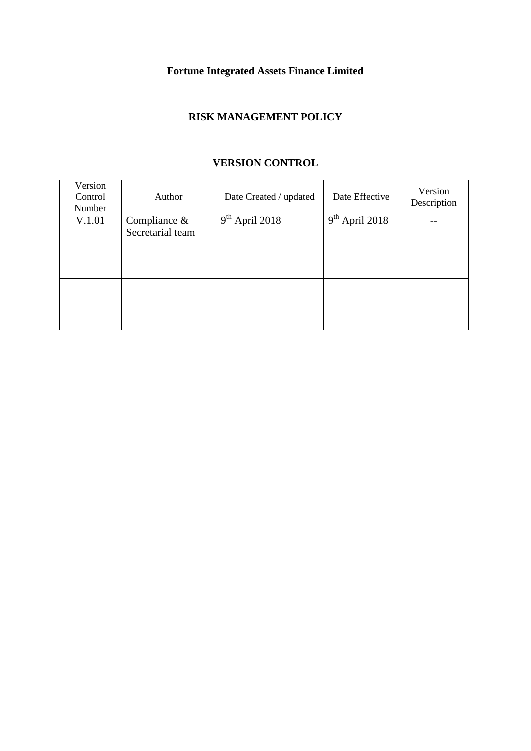**Fortune Integrated Assets Finance Limited**

**RISK MANAGEMENT POLICY**

**VERSION CONTROL**

| Version Control Number | Author | Date Created / updated | Date Effective | Version Description |
|---|---|---|---|---|
| V.1.01 | Compliance & Secretarial team | 9th April 2018 | 9th April 2018 | -- |
| | | | | |
| | | | | |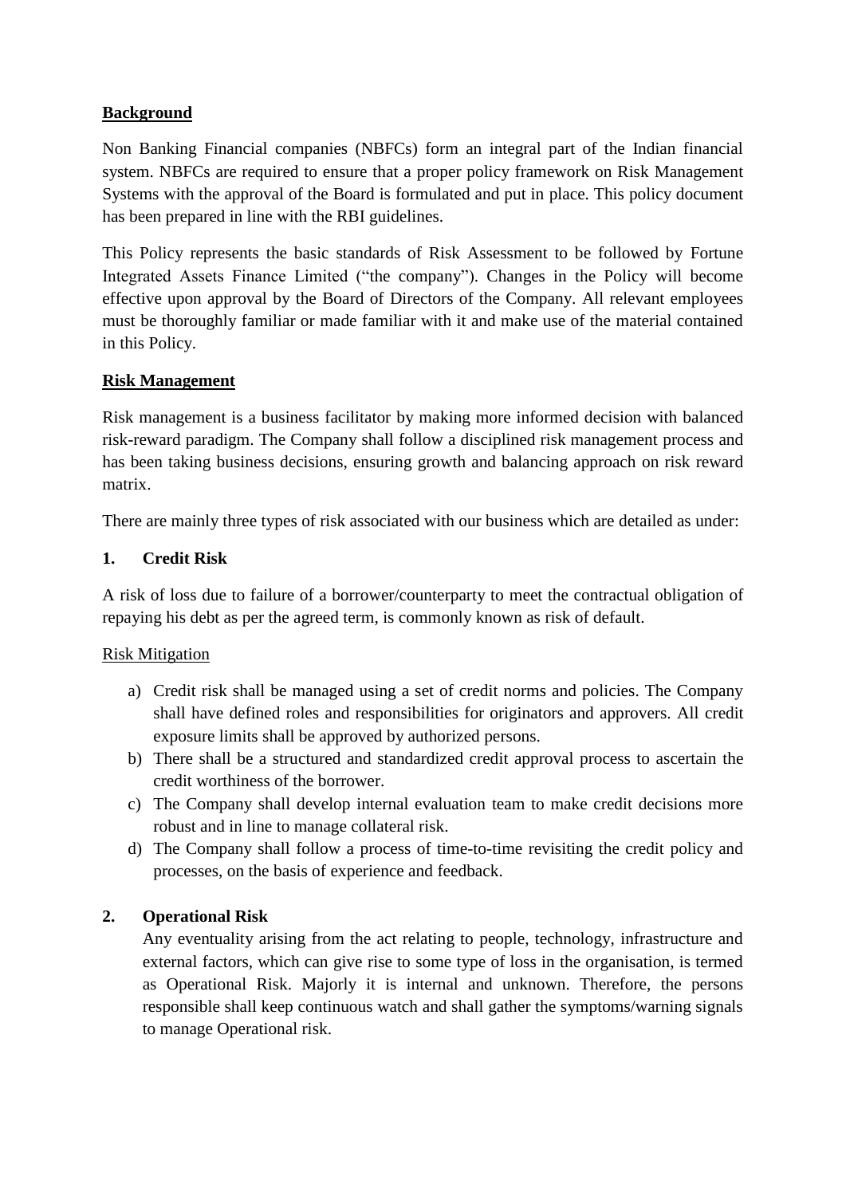**Background**

Non Banking Financial companies (NBFCs) form an integral part of the Indian financial system. NBFCs are required to ensure that a proper policy framework on Risk Management Systems with the approval of the Board is formulated and put in place. This policy document has been prepared in line with the RBI guidelines.

This Policy represents the basic standards of Risk Assessment to be followed by Fortune Integrated Assets Finance Limited ("the company"). Changes in the Policy will become effective upon approval by the Board of Directors of the Company. All relevant employees must be thoroughly familiar or made familiar with it and make use of the material contained in this Policy.

**Risk Management**

Risk management is a business facilitator by making more informed decision with balanced risk-reward paradigm. The Company shall follow a disciplined risk management process and has been taking business decisions, ensuring growth and balancing approach on risk reward matrix.

There are mainly three types of risk associated with our business which are detailed as under:

**1. Credit Risk**

A risk of loss due to failure of a borrower/counterparty to meet the contractual obligation of repaying his debt as per the agreed term, is commonly known as risk of default.

Risk Mitigation

a) Credit risk shall be managed using a set of credit norms and policies. The Company shall have defined roles and responsibilities for originators and approvers. All credit exposure limits shall be approved by authorized persons.
b) There shall be a structured and standardized credit approval process to ascertain the credit worthiness of the borrower.
c) The Company shall develop internal evaluation team to make credit decisions more robust and in line to manage collateral risk.
d) The Company shall follow a process of time-to-time revisiting the credit policy and processes, on the basis of experience and feedback.

**2. Operational Risk**

Any eventuality arising from the act relating to people, technology, infrastructure and external factors, which can give rise to some type of loss in the organisation, is termed as Operational Risk. Majorly it is internal and unknown. Therefore, the persons responsible shall keep continuous watch and shall gather the symptoms/warning signals to manage Operational risk.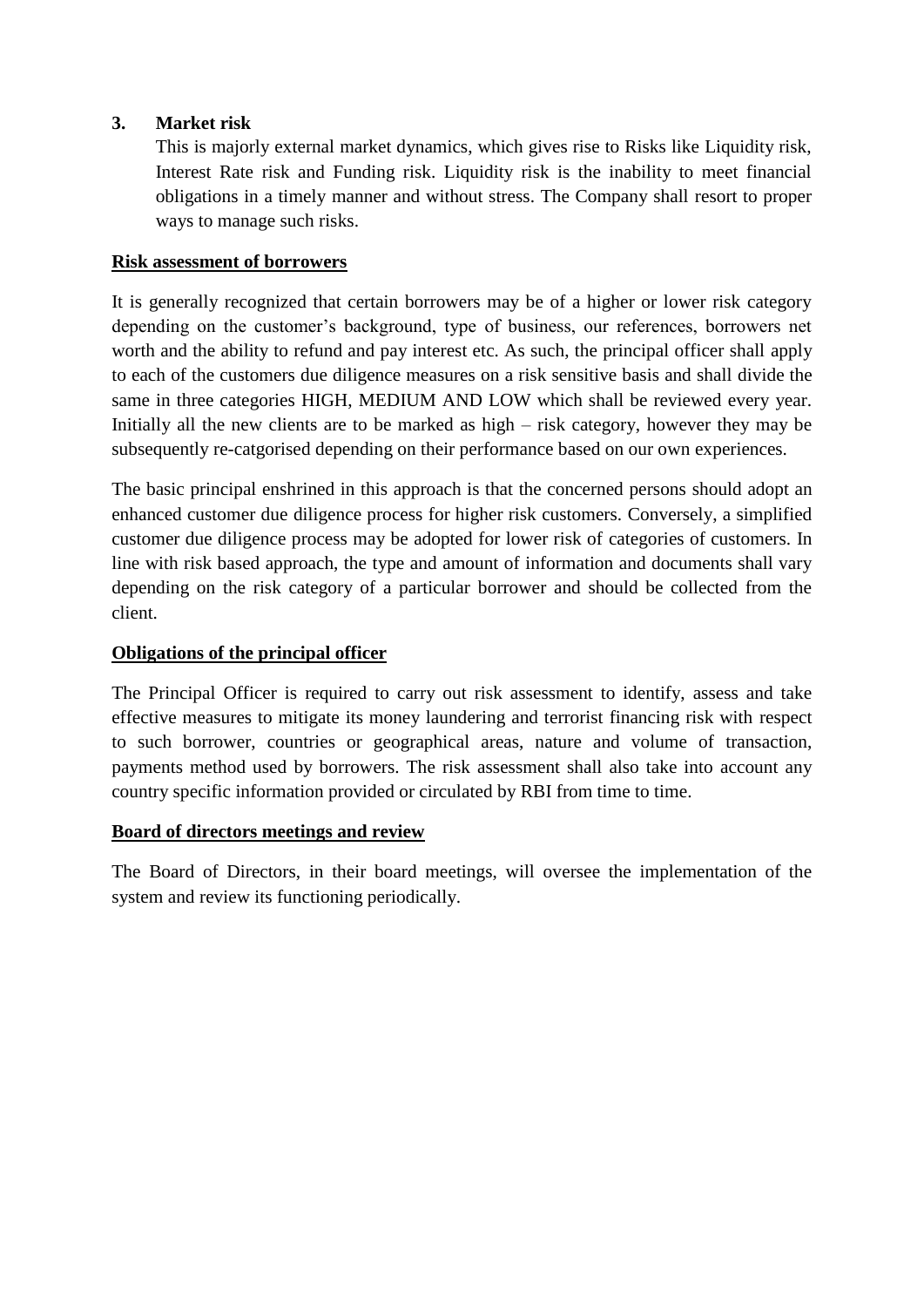3. **Market risk**

   This is majorly external market dynamics, which gives rise to Risks like Liquidity risk, Interest Rate risk and Funding risk. Liquidity risk is the inability to meet financial obligations in a timely manner and without stress. The Company shall resort to proper ways to manage such risks.

**Risk assessment of borrowers**

It is generally recognized that certain borrowers may be of a higher or lower risk category depending on the customer's background, type of business, our references, borrowers net worth and the ability to refund and pay interest etc. As such, the principal officer shall apply to each of the customers due diligence measures on a risk sensitive basis and shall divide the same in three categories HIGH, MEDIUM AND LOW which shall be reviewed every year. Initially all the new clients are to be marked as high – risk category, however they may be subsequently re-catgorised depending on their performance based on our own experiences.

The basic principal enshrined in this approach is that the concerned persons should adopt an enhanced customer due diligence process for higher risk customers. Conversely, a simplified customer due diligence process may be adopted for lower risk of categories of customers. In line with risk based approach, the type and amount of information and documents shall vary depending on the risk category of a particular borrower and should be collected from the client.

**Obligations of the principal officer**

The Principal Officer is required to carry out risk assessment to identify, assess and take effective measures to mitigate its money laundering and terrorist financing risk with respect to such borrower, countries or geographical areas, nature and volume of transaction, payments method used by borrowers. The risk assessment shall also take into account any country specific information provided or circulated by RBI from time to time.

**Board of directors meetings and review**

The Board of Directors, in their board meetings, will oversee the implementation of the system and review its functioning periodically.